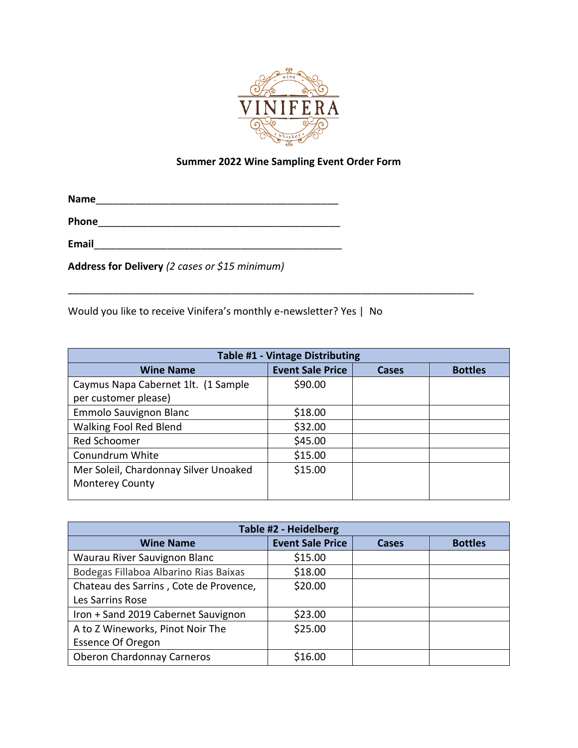VINIFERA
wine
whiskey

**Summer 2022 Wine Sampling Event Order Form**

**Name**\_\_\_\_\_\_\_\_\_\_\_\_\_\_\_\_\_\_\_\_\_\_\_\_\_\_\_\_\_\_\_\_\_\_\_\_\_\_\_\_\_\_\_\_\_

**Phone**\_\_\_\_\_\_\_\_\_\_\_\_\_\_\_\_\_\_\_\_\_\_\_\_\_\_\_\_\_\_\_\_\_\_\_\_\_\_\_\_\_\_\_\_\_

**Email**\_\_\_\_\_\_\_\_\_\_\_\_\_\_\_\_\_\_\_\_\_\_\_\_\_\_\_\_\_\_\_\_\_\_\_\_\_\_\_\_\_\_\_\_\_

**Address for Delivery** *(2 cases or $15 minimum)*

\_\_\_\_\_\_\_\_\_\_\_\_\_\_\_\_\_\_\_\_\_\_\_\_\_\_\_\_\_\_\_\_\_\_\_\_\_\_\_\_\_\_\_\_\_\_\_\_\_\_\_\_\_\_\_\_\_\_\_\_\_\_\_\_\_\_\_\_\_\_

Would you like to receive Vinifera's monthly e-newsletter? Yes | No

| Table #1 - Vintage Distributing | | | |
|---|---|---|---|
| **Wine Name** | **Event Sale Price** | **Cases** | **Bottles** |
| Caymus Napa Cabernet 1lt. (1 Sample per customer please) | $90.00 | | |
| Emmolo Sauvignon Blanc | $18.00 | | |
| Walking Fool Red Blend | $32.00 | | |
| Red Schoomer | $45.00 | | |
| Conundrum White | $15.00 | | |
| Mer Soleil, Chardonnay Silver Unoaked Monterey County | $15.00 | | |

| Table #2 - Heidelberg | | | |
|---|---|---|---|
| **Wine Name** | **Event Sale Price** | **Cases** | **Bottles** |
| Waurau River Sauvignon Blanc | $15.00 | | |
| Bodegas Fillaboa Albarino Rias Baixas | $18.00 | | |
| Chateau des Sarrins , Cote de Provence, Les Sarrins Rose | $20.00 | | |
| Iron + Sand 2019 Cabernet Sauvignon | $23.00 | | |
| A to Z Wineworks, Pinot Noir The Essence Of Oregon | $25.00 | | |
| Oberon Chardonnay Carneros | $16.00 | | |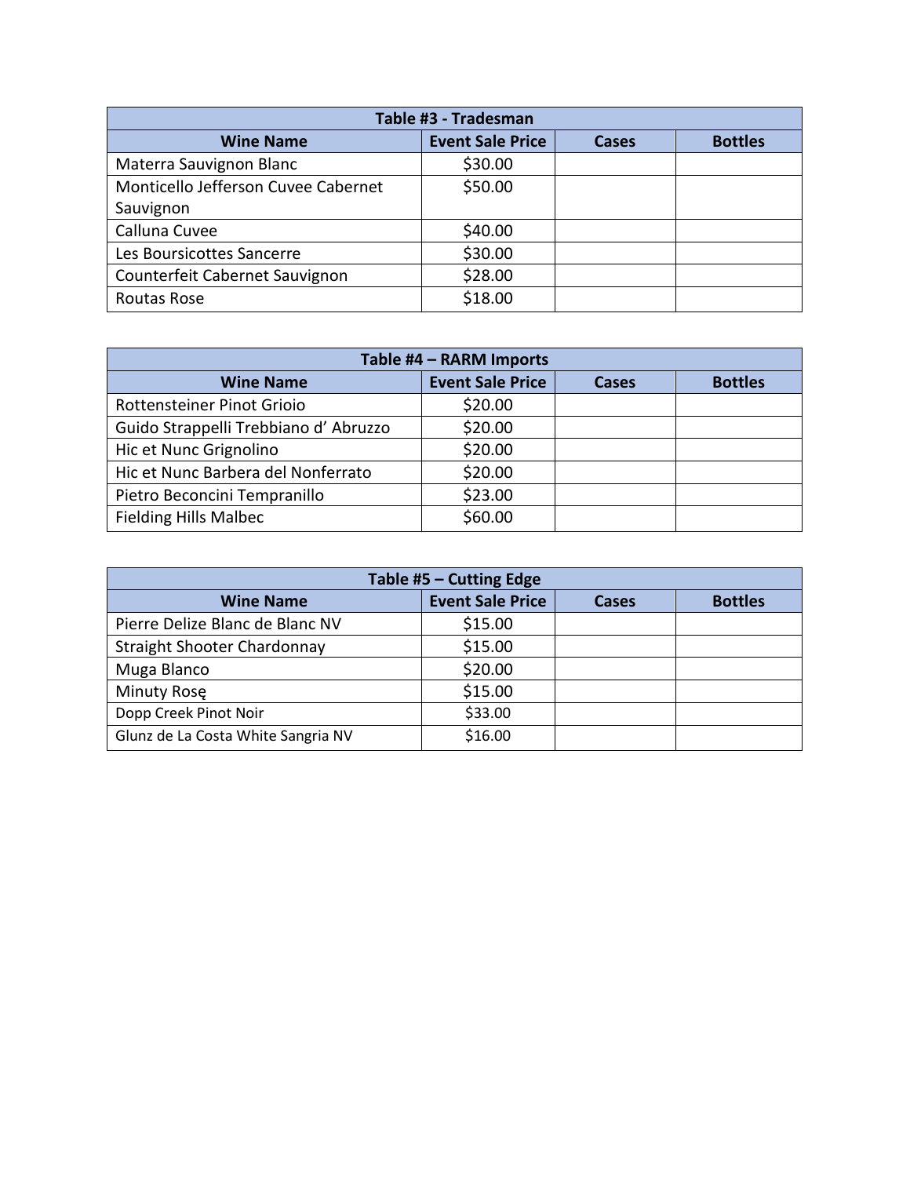| Table #3 - Tradesman | | | |
|---|---|---|---|
| **Wine Name** | **Event Sale Price** | **Cases** | **Bottles** |
| Materra Sauvignon Blanc | $30.00 | | |
| Monticello Jefferson Cuvee Cabernet Sauvignon | $50.00 | | |
| Calluna Cuvee | $40.00 | | |
| Les Boursicottes Sancerre | $30.00 | | |
| Counterfeit Cabernet Sauvignon | $28.00 | | |
| Routas Rose | $18.00 | | |

| Table #4 – RARM Imports | | | |
|---|---|---|---|
| **Wine Name** | **Event Sale Price** | **Cases** | **Bottles** |
| Rottensteiner Pinot Grioio | $20.00 | | |
| Guido Strappelli Trebbiano d' Abruzzo | $20.00 | | |
| Hic et Nunc Grignolino | $20.00 | | |
| Hic et Nunc Barbera del Nonferrato | $20.00 | | |
| Pietro Beconcini Tempranillo | $23.00 | | |
| Fielding Hills Malbec | $60.00 | | |

| Table #5 – Cutting Edge | | | |
|---|---|---|---|
| **Wine Name** | **Event Sale Price** | **Cases** | **Bottles** |
| Pierre Delize Blanc de Blanc NV | $15.00 | | |
| Straight Shooter Chardonnay | $15.00 | | |
| Muga Blanco | $20.00 | | |
| Minuty Rosę | $15.00 | | |
| Dopp Creek Pinot Noir | $33.00 | | |
| Glunz de La Costa White Sangria NV | $16.00 | | |